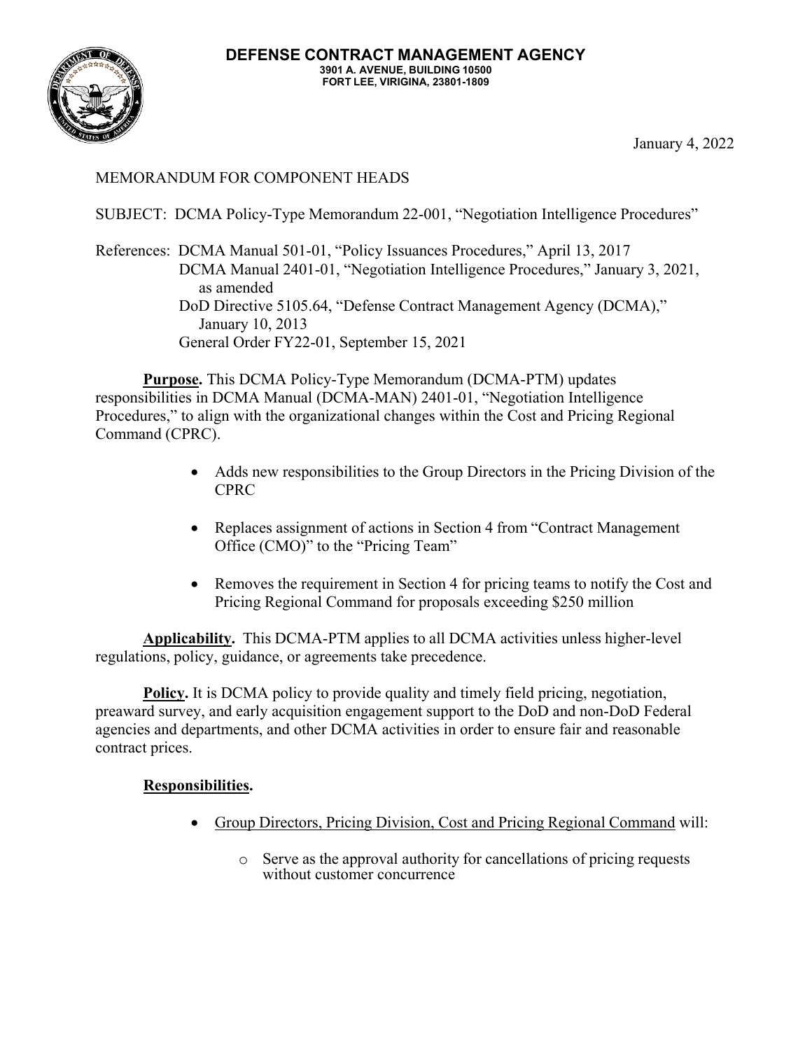**DEFENSE CONTRACT MANAGEMENT AGENCY**
**3901 A. AVENUE, BUILDING 10500**
**FORT LEE, VIRIGINA, 23801-1809**

January 4, 2022

MEMORANDUM FOR COMPONENT HEADS

SUBJECT: DCMA Policy-Type Memorandum 22-001, "Negotiation Intelligence Procedures"

References: DCMA Manual 501-01, "Policy Issuances Procedures," April 13, 2017
DCMA Manual 2401-01, "Negotiation Intelligence Procedures," January 3, 2021, as amended
DoD Directive 5105.64, "Defense Contract Management Agency (DCMA)," January 10, 2013
General Order FY22-01, September 15, 2021

**Purpose.** This DCMA Policy-Type Memorandum (DCMA-PTM) updates responsibilities in DCMA Manual (DCMA-MAN) 2401-01, "Negotiation Intelligence Procedures," to align with the organizational changes within the Cost and Pricing Regional Command (CPRC).

- Adds new responsibilities to the Group Directors in the Pricing Division of the CPRC
- Replaces assignment of actions in Section 4 from "Contract Management Office (CMO)" to the "Pricing Team"
- Removes the requirement in Section 4 for pricing teams to notify the Cost and Pricing Regional Command for proposals exceeding $250 million

**Applicability.** This DCMA-PTM applies to all DCMA activities unless higher-level regulations, policy, guidance, or agreements take precedence.

**Policy.** It is DCMA policy to provide quality and timely field pricing, negotiation, preaward survey, and early acquisition engagement support to the DoD and non-DoD Federal agencies and departments, and other DCMA activities in order to ensure fair and reasonable contract prices.

**Responsibilities.**

- Group Directors, Pricing Division, Cost and Pricing Regional Command will:
  - Serve as the approval authority for cancellations of pricing requests without customer concurrence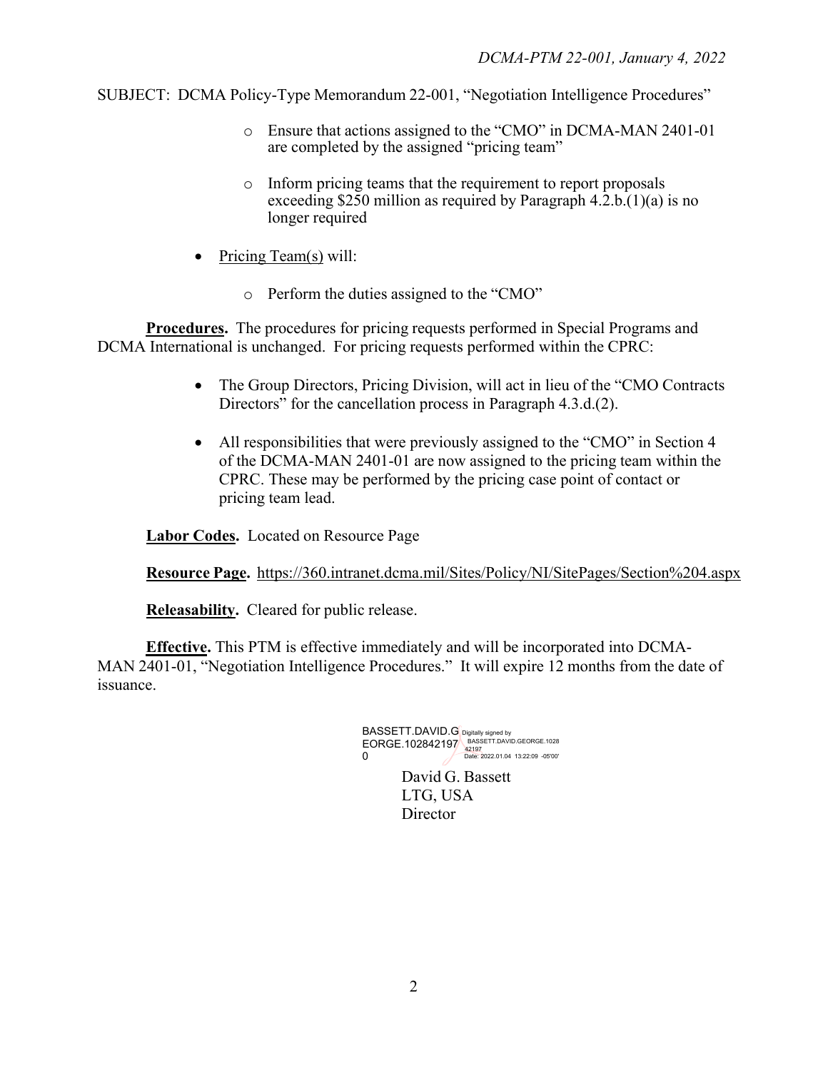SUBJECT: DCMA Policy-Type Memorandum 22-001, "Negotiation Intelligence Procedures"

  - Ensure that actions assigned to the "CMO" in DCMA-MAN 2401-01 are completed by the assigned "pricing team"
  - Inform pricing teams that the requirement to report proposals exceeding $250 million as required by Paragraph 4.2.b.(1)(a) is no longer required

- Pricing Team(s) will:
  - Perform the duties assigned to the "CMO"

**Procedures.** The procedures for pricing requests performed in Special Programs and DCMA International is unchanged. For pricing requests performed within the CPRC:

- The Group Directors, Pricing Division, will act in lieu of the "CMO Contracts Directors" for the cancellation process in Paragraph 4.3.d.(2).
- All responsibilities that were previously assigned to the "CMO" in Section 4 of the DCMA-MAN 2401-01 are now assigned to the pricing team within the CPRC. These may be performed by the pricing case point of contact or pricing team lead.

**Labor Codes.** Located on Resource Page

**Resource Page.** https://360.intranet.dcma.mil/Sites/Policy/NI/SitePages/Section%204.aspx

**Releasability.** Cleared for public release.

**Effective.** This PTM is effective immediately and will be incorporated into DCMA-MAN 2401-01, "Negotiation Intelligence Procedures." It will expire 12 months from the date of issuance.

BASSETT.DAVID.GEORGE.1028421970 Digitally signed by BASSETT.DAVID.GEORGE.1028421970 Date: 2022.01.04 13:22:09 -05'00'

David G. Bassett
LTG, USA
Director